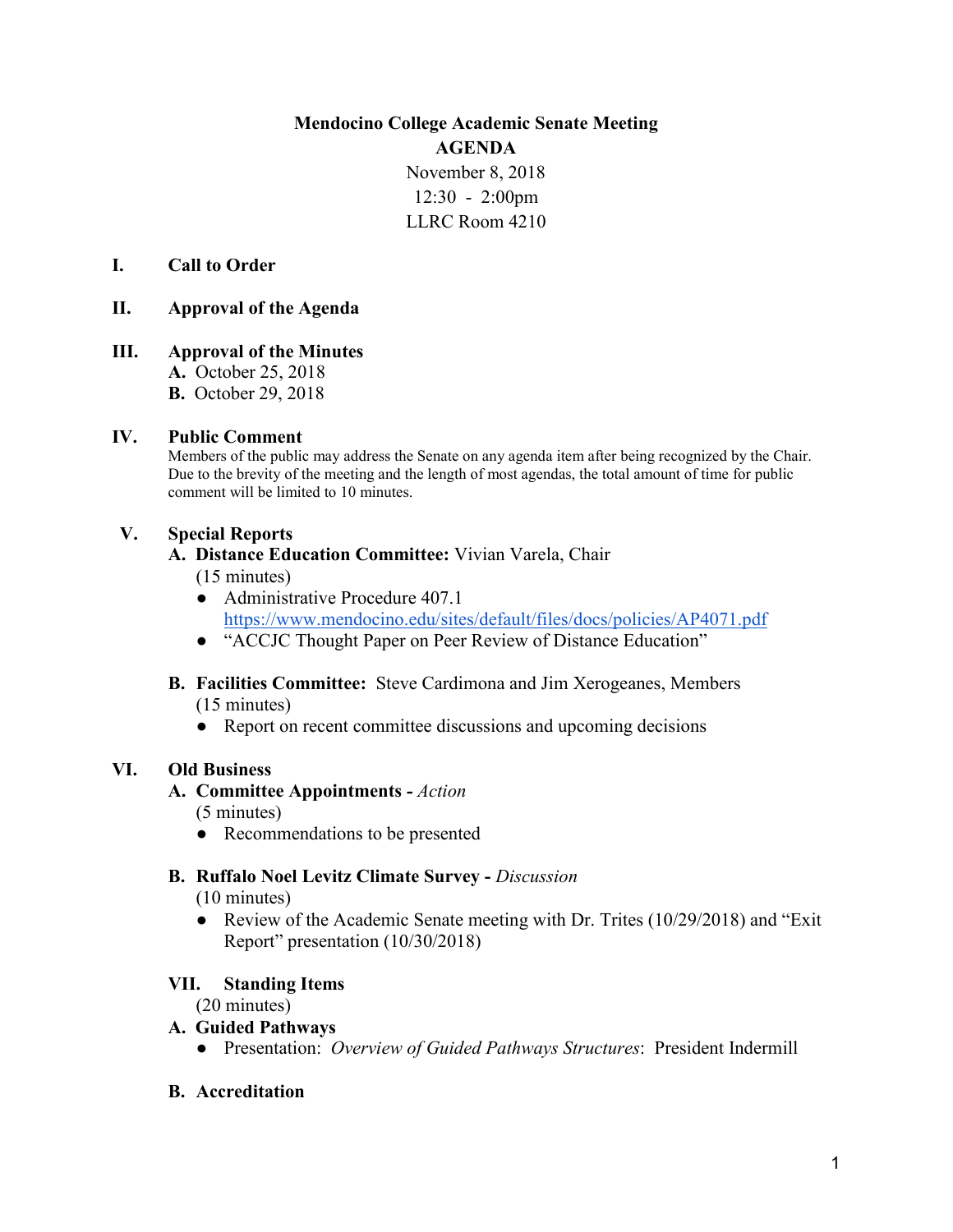**Mendocino College Academic Senate Meeting**
**AGENDA**
November 8, 2018
12:30 - 2:00pm
LLRC Room 4210

## I. Call to Order

## II. Approval of the Agenda

## III. Approval of the Minutes

**A.** October 25, 2018
**B.** October 29, 2018

## IV. Public Comment

Members of the public may address the Senate on any agenda item after being recognized by the Chair. Due to the brevity of the meeting and the length of most agendas, the total amount of time for public comment will be limited to 10 minutes.

## V. Special Reports

**A. Distance Education Committee:** Vivian Varela, Chair
(15 minutes)

- Administrative Procedure 407.1 [https://www.mendocino.edu/sites/default/files/docs/policies/AP4071.pdf](https://www.mendocino.edu/sites/default/files/docs/policies/AP4071.pdf)
- "ACCJC Thought Paper on Peer Review of Distance Education"

**B. Facilities Committee:** Steve Cardimona and Jim Xerogeanes, Members
(15 minutes)

- Report on recent committee discussions and upcoming decisions

## VI. Old Business

**A. Committee Appointments -** *Action*
(5 minutes)

- Recommendations to be presented

**B. Ruffalo Noel Levitz Climate Survey -** *Discussion*
(10 minutes)

- Review of the Academic Senate meeting with Dr. Trites (10/29/2018) and "Exit Report" presentation (10/30/2018)

## VII. Standing Items

(20 minutes)

**A. Guided Pathways**

- Presentation: *Overview of Guided Pathways Structures*: President Indermill

**B. Accreditation**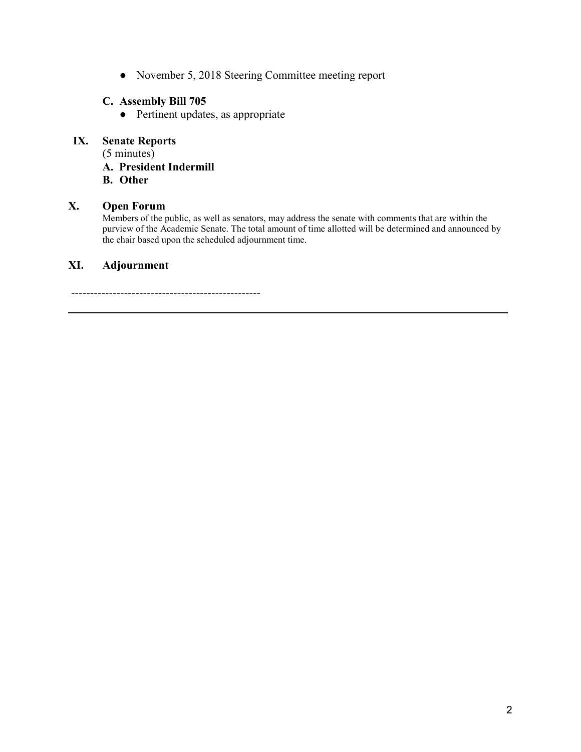- November 5, 2018 Steering Committee meeting report

**C. Assembly Bill 705**

- Pertinent updates, as appropriate

## IX. Senate Reports

(5 minutes)

**A. President Indermill**

**B. Other**

## X. Open Forum

Members of the public, as well as senators, may address the senate with comments that are within the purview of the Academic Senate. The total amount of time allotted will be determined and announced by the chair based upon the scheduled adjournment time.

## XI. Adjournment

--------------------------------------------------

---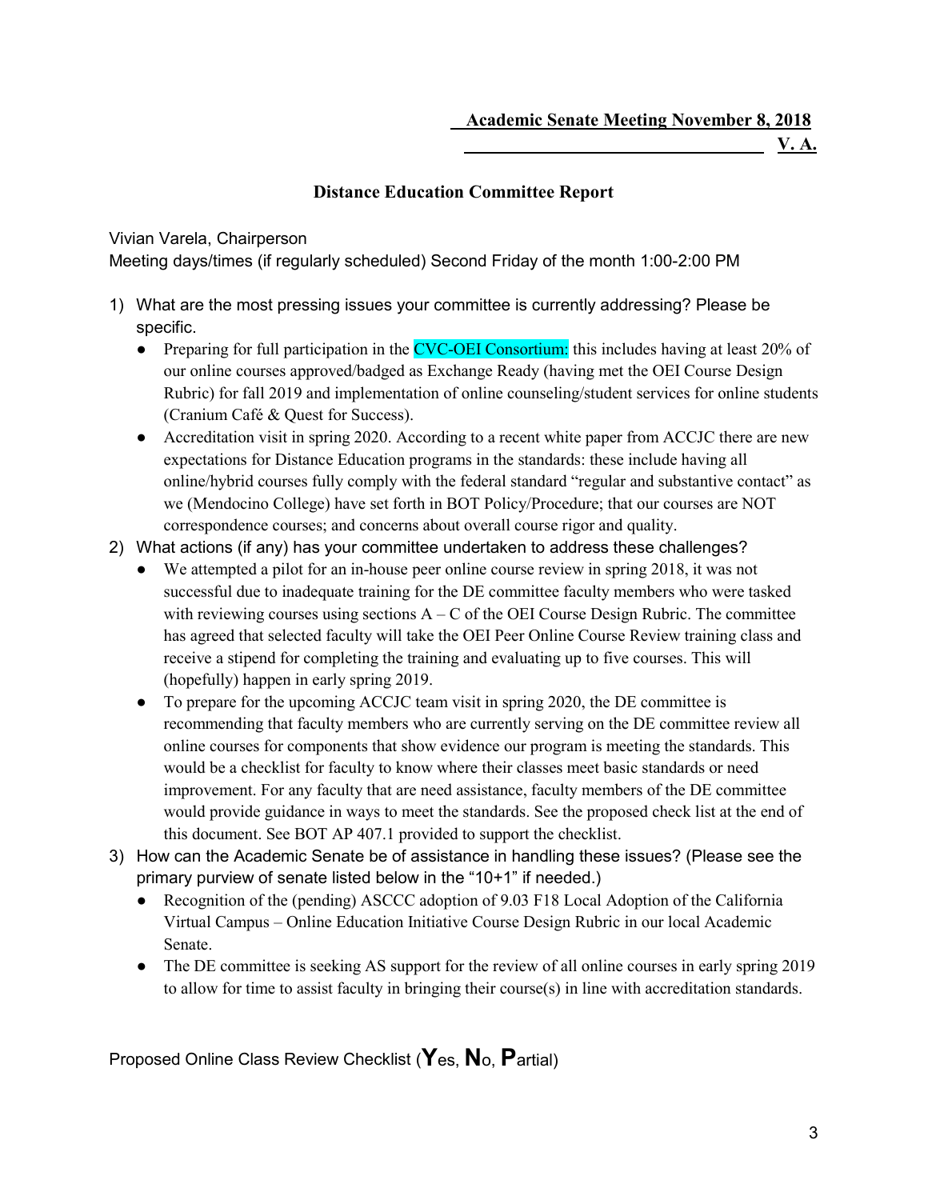**Academic Senate Meeting November 8, 2018**

**V. A.**

## Distance Education Committee Report

Vivian Varela, Chairperson

Meeting days/times (if regularly scheduled) Second Friday of the month 1:00-2:00 PM

1) What are the most pressing issues your committee is currently addressing? Please be specific.
   - Preparing for full participation in the CVC-OEI Consortium: this includes having at least 20% of our online courses approved/badged as Exchange Ready (having met the OEI Course Design Rubric) for fall 2019 and implementation of online counseling/student services for online students (Cranium Café & Quest for Success).
   - Accreditation visit in spring 2020. According to a recent white paper from ACCJC there are new expectations for Distance Education programs in the standards: these include having all online/hybrid courses fully comply with the federal standard "regular and substantive contact" as we (Mendocino College) have set forth in BOT Policy/Procedure; that our courses are NOT correspondence courses; and concerns about overall course rigor and quality.
2) What actions (if any) has your committee undertaken to address these challenges?
   - We attempted a pilot for an in-house peer online course review in spring 2018, it was not successful due to inadequate training for the DE committee faculty members who were tasked with reviewing courses using sections A – C of the OEI Course Design Rubric. The committee has agreed that selected faculty will take the OEI Peer Online Course Review training class and receive a stipend for completing the training and evaluating up to five courses. This will (hopefully) happen in early spring 2019.
   - To prepare for the upcoming ACCJC team visit in spring 2020, the DE committee is recommending that faculty members who are currently serving on the DE committee review all online courses for components that show evidence our program is meeting the standards. This would be a checklist for faculty to know where their classes meet basic standards or need improvement. For any faculty that are need assistance, faculty members of the DE committee would provide guidance in ways to meet the standards. See the proposed check list at the end of this document. See BOT AP 407.1 provided to support the checklist.
3) How can the Academic Senate be of assistance in handling these issues? (Please see the primary purview of senate listed below in the "10+1" if needed.)
   - Recognition of the (pending) ASCCC adoption of 9.03 F18 Local Adoption of the California Virtual Campus – Online Education Initiative Course Design Rubric in our local Academic Senate.
   - The DE committee is seeking AS support for the review of all online courses in early spring 2019 to allow for time to assist faculty in bringing their course(s) in line with accreditation standards.

Proposed Online Class Review Checklist (**Y**es, **N**o, **P**artial)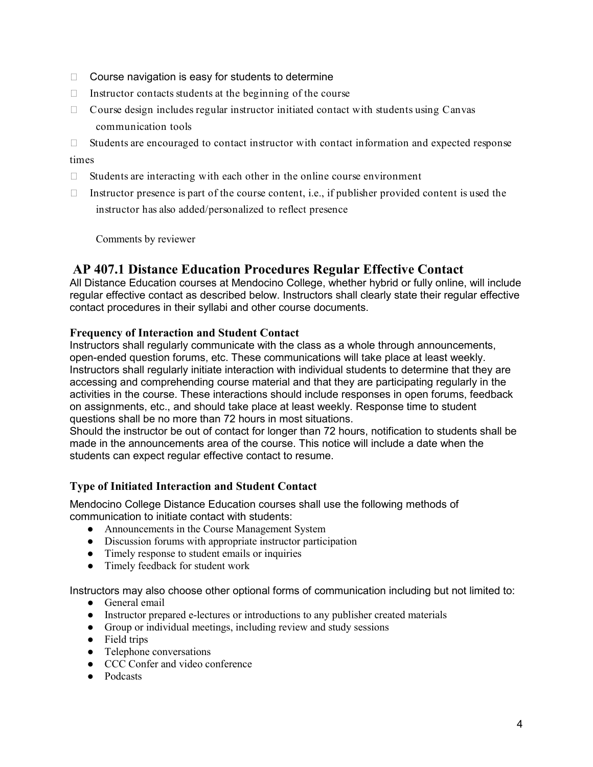- Course navigation is easy for students to determine
- Instructor contacts students at the beginning of the course
- Course design includes regular instructor initiated contact with students using Canvas communication tools
- Students are encouraged to contact instructor with contact information and expected response times
- Students are interacting with each other in the online course environment
- Instructor presence is part of the course content, i.e., if publisher provided content is used the instructor has also added/personalized to reflect presence

Comments by reviewer

## AP 407.1 Distance Education Procedures Regular Effective Contact

All Distance Education courses at Mendocino College, whether hybrid or fully online, will include regular effective contact as described below. Instructors shall clearly state their regular effective contact procedures in their syllabi and other course documents.

### Frequency of Interaction and Student Contact

Instructors shall regularly communicate with the class as a whole through announcements, open-ended question forums, etc. These communications will take place at least weekly. Instructors shall regularly initiate interaction with individual students to determine that they are accessing and comprehending course material and that they are participating regularly in the activities in the course. These interactions should include responses in open forums, feedback on assignments, etc., and should take place at least weekly. Response time to student questions shall be no more than 72 hours in most situations.

Should the instructor be out of contact for longer than 72 hours, notification to students shall be made in the announcements area of the course. This notice will include a date when the students can expect regular effective contact to resume.

### Type of Initiated Interaction and Student Contact

Mendocino College Distance Education courses shall use the following methods of communication to initiate contact with students:

- Announcements in the Course Management System
- Discussion forums with appropriate instructor participation
- Timely response to student emails or inquiries
- Timely feedback for student work

Instructors may also choose other optional forms of communication including but not limited to:

- General email
- Instructor prepared e-lectures or introductions to any publisher created materials
- Group or individual meetings, including review and study sessions
- Field trips
- Telephone conversations
- CCC Confer and video conference
- Podcasts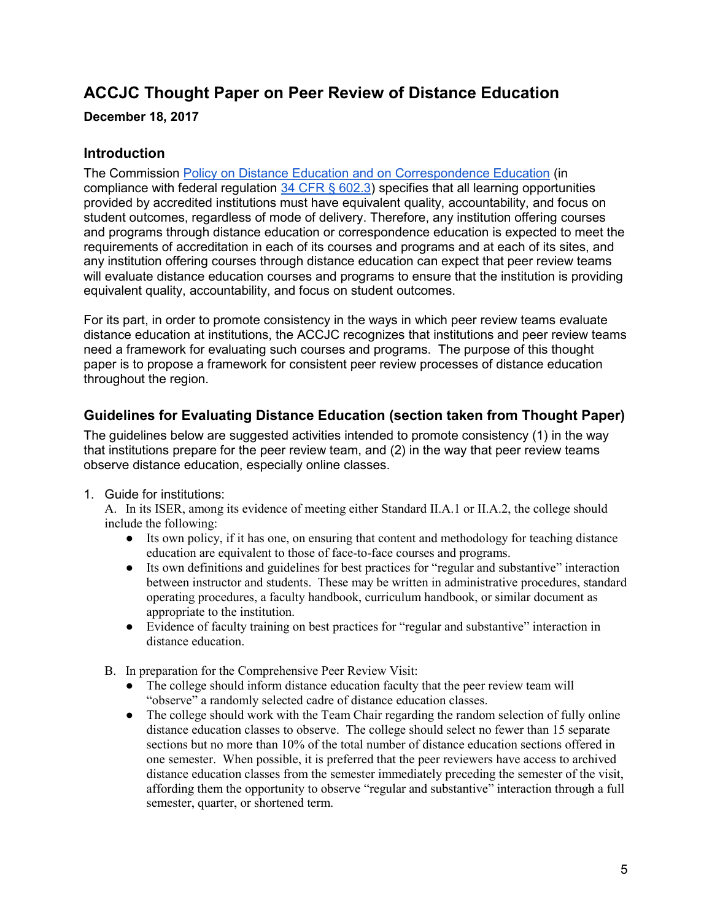# ACCJC Thought Paper on Peer Review of Distance Education

**December 18, 2017**

## Introduction

The Commission [Policy on Distance Education and on Correspondence Education](#) (in compliance with federal regulation [34 CFR § 602.3](#)) specifies that all learning opportunities provided by accredited institutions must have equivalent quality, accountability, and focus on student outcomes, regardless of mode of delivery. Therefore, any institution offering courses and programs through distance education or correspondence education is expected to meet the requirements of accreditation in each of its courses and programs and at each of its sites, and any institution offering courses through distance education can expect that peer review teams will evaluate distance education courses and programs to ensure that the institution is providing equivalent quality, accountability, and focus on student outcomes.

For its part, in order to promote consistency in the ways in which peer review teams evaluate distance education at institutions, the ACCJC recognizes that institutions and peer review teams need a framework for evaluating such courses and programs. The purpose of this thought paper is to propose a framework for consistent peer review processes of distance education throughout the region.

## Guidelines for Evaluating Distance Education (section taken from Thought Paper)

The guidelines below are suggested activities intended to promote consistency (1) in the way that institutions prepare for the peer review team, and (2) in the way that peer review teams observe distance education, especially online classes.

1. Guide for institutions:
   A. In its ISER, among its evidence of meeting either Standard II.A.1 or II.A.2, the college should include the following:
      - Its own policy, if it has one, on ensuring that content and methodology for teaching distance education are equivalent to those of face-to-face courses and programs.
      - Its own definitions and guidelines for best practices for "regular and substantive" interaction between instructor and students. These may be written in administrative procedures, standard operating procedures, a faculty handbook, curriculum handbook, or similar document as appropriate to the institution.
      - Evidence of faculty training on best practices for "regular and substantive" interaction in distance education.

   B. In preparation for the Comprehensive Peer Review Visit:
      - The college should inform distance education faculty that the peer review team will "observe" a randomly selected cadre of distance education classes.
      - The college should work with the Team Chair regarding the random selection of fully online distance education classes to observe. The college should select no fewer than 15 separate sections but no more than 10% of the total number of distance education sections offered in one semester. When possible, it is preferred that the peer reviewers have access to archived distance education classes from the semester immediately preceding the semester of the visit, affording them the opportunity to observe "regular and substantive" interaction through a full semester, quarter, or shortened term.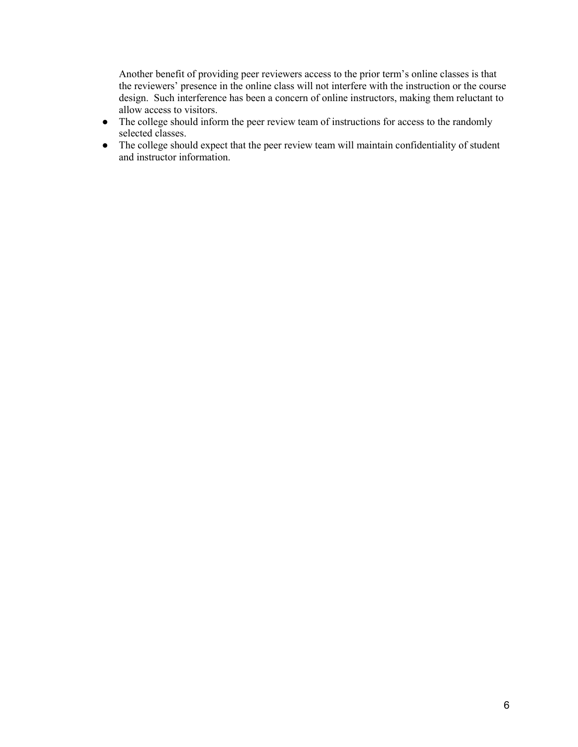Another benefit of providing peer reviewers access to the prior term's online classes is that the reviewers' presence in the online class will not interfere with the instruction or the course design. Such interference has been a concern of online instructors, making them reluctant to allow access to visitors.

- The college should inform the peer review team of instructions for access to the randomly selected classes.
- The college should expect that the peer review team will maintain confidentiality of student and instructor information.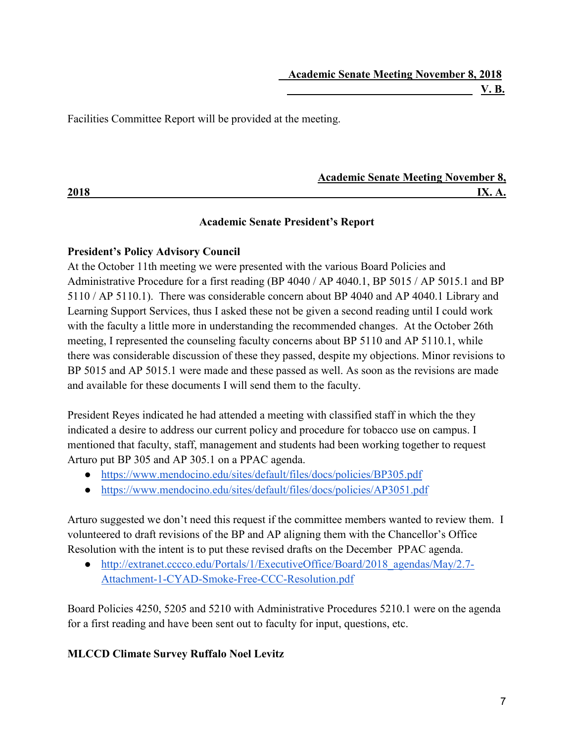**Academic Senate Meeting November 8, 2018**
**V. B.**

Facilities Committee Report will be provided at the meeting.

**Academic Senate Meeting November 8, 2018**
**IX. A.**

## Academic Senate President's Report

**President's Policy Advisory Council**

At the October 11th meeting we were presented with the various Board Policies and Administrative Procedure for a first reading (BP 4040 / AP 4040.1, BP 5015 / AP 5015.1 and BP 5110 / AP 5110.1). There was considerable concern about BP 4040 and AP 4040.1 Library and Learning Support Services, thus I asked these not be given a second reading until I could work with the faculty a little more in understanding the recommended changes. At the October 26th meeting, I represented the counseling faculty concerns about BP 5110 and AP 5110.1, while there was considerable discussion of these they passed, despite my objections. Minor revisions to BP 5015 and AP 5015.1 were made and these passed as well. As soon as the revisions are made and available for these documents I will send them to the faculty.

President Reyes indicated he had attended a meeting with classified staff in which the they indicated a desire to address our current policy and procedure for tobacco use on campus. I mentioned that faculty, staff, management and students had been working together to request Arturo put BP 305 and AP 305.1 on a PPAC agenda.

- https://www.mendocino.edu/sites/default/files/docs/policies/BP305.pdf
- https://www.mendocino.edu/sites/default/files/docs/policies/AP3051.pdf

Arturo suggested we don't need this request if the committee members wanted to review them. I volunteered to draft revisions of the BP and AP aligning them with the Chancellor's Office Resolution with the intent is to put these revised drafts on the December PPAC agenda.

- http://extranet.cccco.edu/Portals/1/ExecutiveOffice/Board/2018_agendas/May/2.7-Attachment-1-CYAD-Smoke-Free-CCC-Resolution.pdf

Board Policies 4250, 5205 and 5210 with Administrative Procedures 5210.1 were on the agenda for a first reading and have been sent out to faculty for input, questions, etc.

**MLCCD Climate Survey Ruffalo Noel Levitz**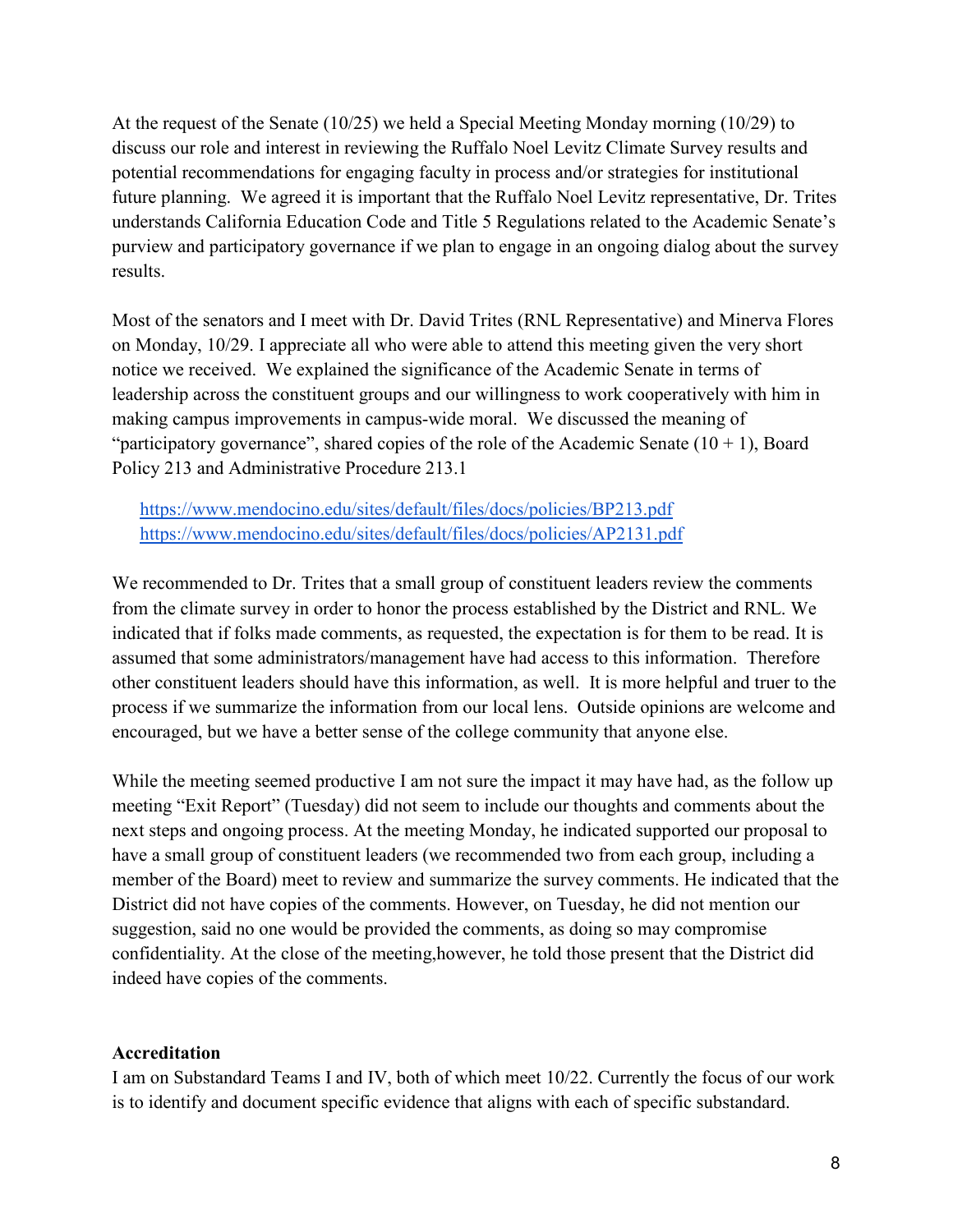At the request of the Senate (10/25) we held a Special Meeting Monday morning (10/29) to discuss our role and interest in reviewing the Ruffalo Noel Levitz Climate Survey results and potential recommendations for engaging faculty in process and/or strategies for institutional future planning. We agreed it is important that the Ruffalo Noel Levitz representative, Dr. Trites understands California Education Code and Title 5 Regulations related to the Academic Senate's purview and participatory governance if we plan to engage in an ongoing dialog about the survey results.

Most of the senators and I meet with Dr. David Trites (RNL Representative) and Minerva Flores on Monday, 10/29. I appreciate all who were able to attend this meeting given the very short notice we received. We explained the significance of the Academic Senate in terms of leadership across the constituent groups and our willingness to work cooperatively with him in making campus improvements in campus-wide moral. We discussed the meaning of "participatory governance", shared copies of the role of the Academic Senate (10 + 1), Board Policy 213 and Administrative Procedure 213.1

https://www.mendocino.edu/sites/default/files/docs/policies/BP213.pdf
https://www.mendocino.edu/sites/default/files/docs/policies/AP2131.pdf

We recommended to Dr. Trites that a small group of constituent leaders review the comments from the climate survey in order to honor the process established by the District and RNL. We indicated that if folks made comments, as requested, the expectation is for them to be read. It is assumed that some administrators/management have had access to this information. Therefore other constituent leaders should have this information, as well. It is more helpful and truer to the process if we summarize the information from our local lens. Outside opinions are welcome and encouraged, but we have a better sense of the college community that anyone else.

While the meeting seemed productive I am not sure the impact it may have had, as the follow up meeting "Exit Report" (Tuesday) did not seem to include our thoughts and comments about the next steps and ongoing process. At the meeting Monday, he indicated supported our proposal to have a small group of constituent leaders (we recommended two from each group, including a member of the Board) meet to review and summarize the survey comments. He indicated that the District did not have copies of the comments. However, on Tuesday, he did not mention our suggestion, said no one would be provided the comments, as doing so may compromise confidentiality. At the close of the meeting,however, he told those present that the District did indeed have copies of the comments.

**Accreditation**

I am on Substandard Teams I and IV, both of which meet 10/22. Currently the focus of our work is to identify and document specific evidence that aligns with each of specific substandard.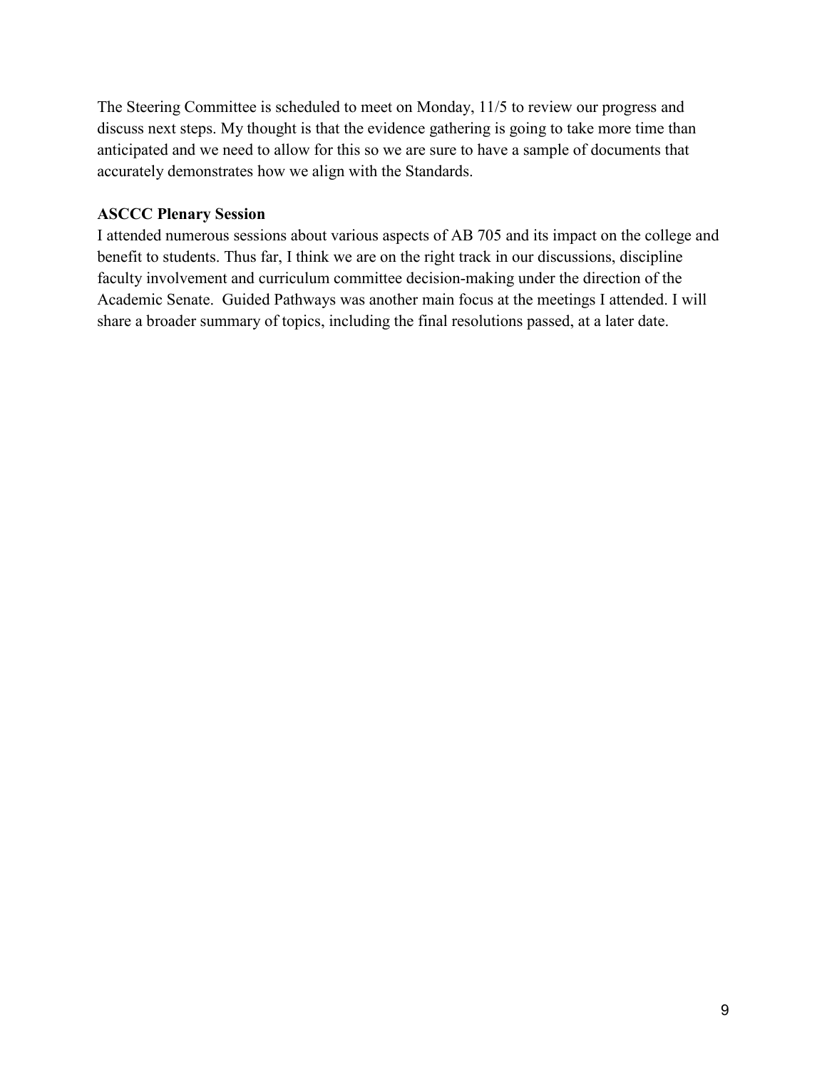The Steering Committee is scheduled to meet on Monday, 11/5 to review our progress and discuss next steps. My thought is that the evidence gathering is going to take more time than anticipated and we need to allow for this so we are sure to have a sample of documents that accurately demonstrates how we align with the Standards.

**ASCCC Plenary Session**

I attended numerous sessions about various aspects of AB 705 and its impact on the college and benefit to students. Thus far, I think we are on the right track in our discussions, discipline faculty involvement and curriculum committee decision-making under the direction of the Academic Senate. Guided Pathways was another main focus at the meetings I attended. I will share a broader summary of topics, including the final resolutions passed, at a later date.